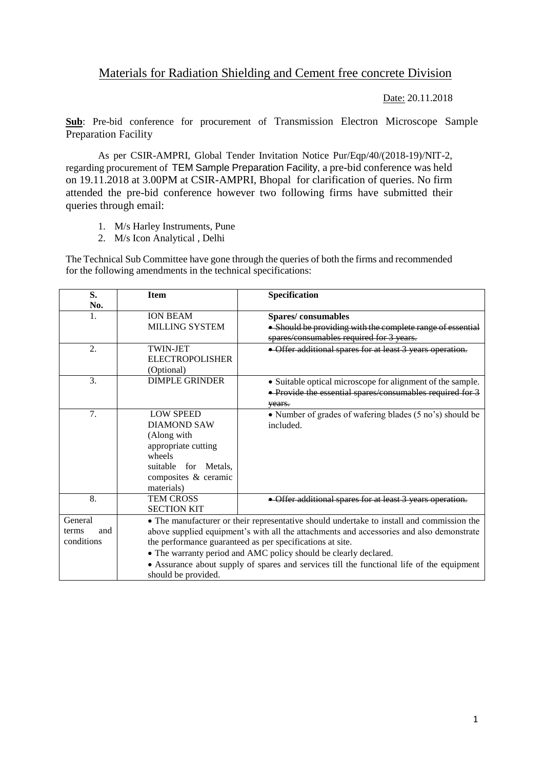# Materials for Radiation Shielding and Cement free concrete Division

Date: 20.11.2018

**Sub**: Pre-bid conference for procurement of Transmission Electron Microscope Sample Preparation Facility

As per CSIR-AMPRI, Global Tender Invitation Notice Pur/Eqp/40/(2018-19)/NIT-2, regarding procurement of TEM Sample Preparation Facility, a pre-bid conference was held on 19.11.2018 at 3.00PM at CSIR-AMPRI, Bhopal for clarification of queries. No firm attended the pre-bid conference however two following firms have submitted their queries through email:

1. M/s Harley Instruments, Pune
2. M/s Icon Analytical , Delhi

The Technical Sub Committee have gone through the queries of both the firms and recommended for the following amendments in the technical specifications:

| S. No. | Item | Specification |
|---|---|---|
| 1. | ION BEAM MILLING SYSTEM | **Spares/ consumables**<br>~~• Should be providing with the complete range of essential spares/consumables required for 3 years.~~ |
| 2. | TWIN-JET ELECTROPOLISHER (Optional) | ~~• Offer additional spares for at least 3 years operation.~~ |
| 3. | DIMPLE GRINDER | • Suitable optical microscope for alignment of the sample.<br>~~• Provide the essential spares/consumables required for 3 years.~~ |
| 7. | LOW SPEED DIAMOND SAW (Along with appropriate cutting wheels suitable for Metals, composites & ceramic materials) | • Number of grades of wafering blades (5 no's) should be included. |
| 8. | TEM CROSS SECTION KIT | ~~• Offer additional spares for at least 3 years operation.~~ |
| General terms and conditions | • The manufacturer or their representative should undertake to install and commission the above supplied equipment's with all the attachments and accessories and also demonstrate the performance guaranteed as per specifications at site.<br>• The warranty period and AMC policy should be clearly declared.<br>• Assurance about supply of spares and services till the functional life of the equipment should be provided. | |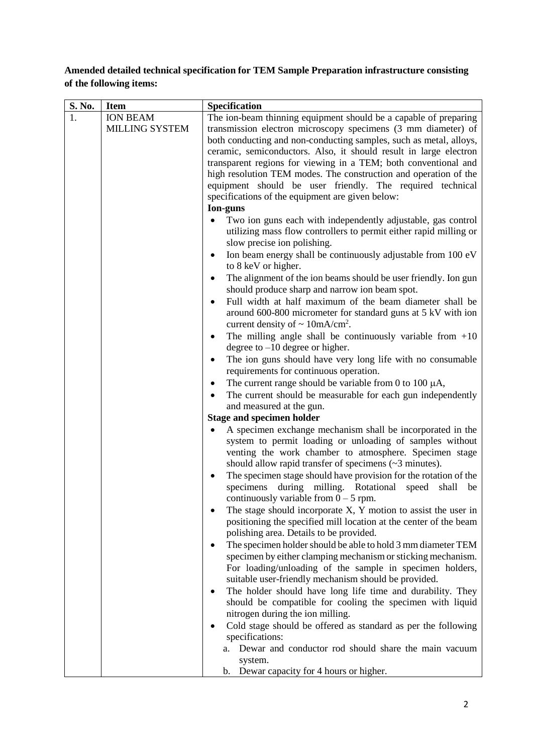**Amended detailed technical specification for TEM Sample Preparation infrastructure consisting of the following items:**

| S. No. | Item | Specification |
|---|---|---|
| 1. | ION BEAM MILLING SYSTEM | The ion-beam thinning equipment should be a capable of preparing transmission electron microscopy specimens (3 mm diameter) of both conducting and non-conducting samples, such as metal, alloys, ceramic, semiconductors. Also, it should result in large electron transparent regions for viewing in a TEM; both conventional and high resolution TEM modes. The construction and operation of the equipment should be user friendly. The required technical specifications of the equipment are given below:<br>**Ion-guns**<br>• Two ion guns each with independently adjustable, gas control utilizing mass flow controllers to permit either rapid milling or slow precise ion polishing.<br>• Ion beam energy shall be continuously adjustable from 100 eV to 8 keV or higher.<br>• The alignment of the ion beams should be user friendly. Ion gun should produce sharp and narrow ion beam spot.<br>• Full width at half maximum of the beam diameter shall be around 600-800 micrometer for standard guns at 5 kV with ion current density of ~ 10mA/cm$^2$.<br>• The milling angle shall be continuously variable from +10 degree to –10 degree or higher.<br>• The ion guns should have very long life with no consumable requirements for continuous operation.<br>• The current range should be variable from 0 to 100 μA,<br>• The current should be measurable for each gun independently and measured at the gun.<br>**Stage and specimen holder**<br>• A specimen exchange mechanism shall be incorporated in the system to permit loading or unloading of samples without venting the work chamber to atmosphere. Specimen stage should allow rapid transfer of specimens (~3 minutes).<br>• The specimen stage should have provision for the rotation of the specimens during milling. Rotational speed shall be continuously variable from 0 – 5 rpm.<br>• The stage should incorporate X, Y motion to assist the user in positioning the specified mill location at the center of the beam polishing area. Details to be provided.<br>• The specimen holder should be able to hold 3 mm diameter TEM specimen by either clamping mechanism or sticking mechanism. For loading/unloading of the sample in specimen holders, suitable user-friendly mechanism should be provided.<br>• The holder should have long life time and durability. They should be compatible for cooling the specimen with liquid nitrogen during the ion milling.<br>• Cold stage should be offered as standard as per the following specifications:<br>a. Dewar and conductor rod should share the main vacuum system.<br>b. Dewar capacity for 4 hours or higher. |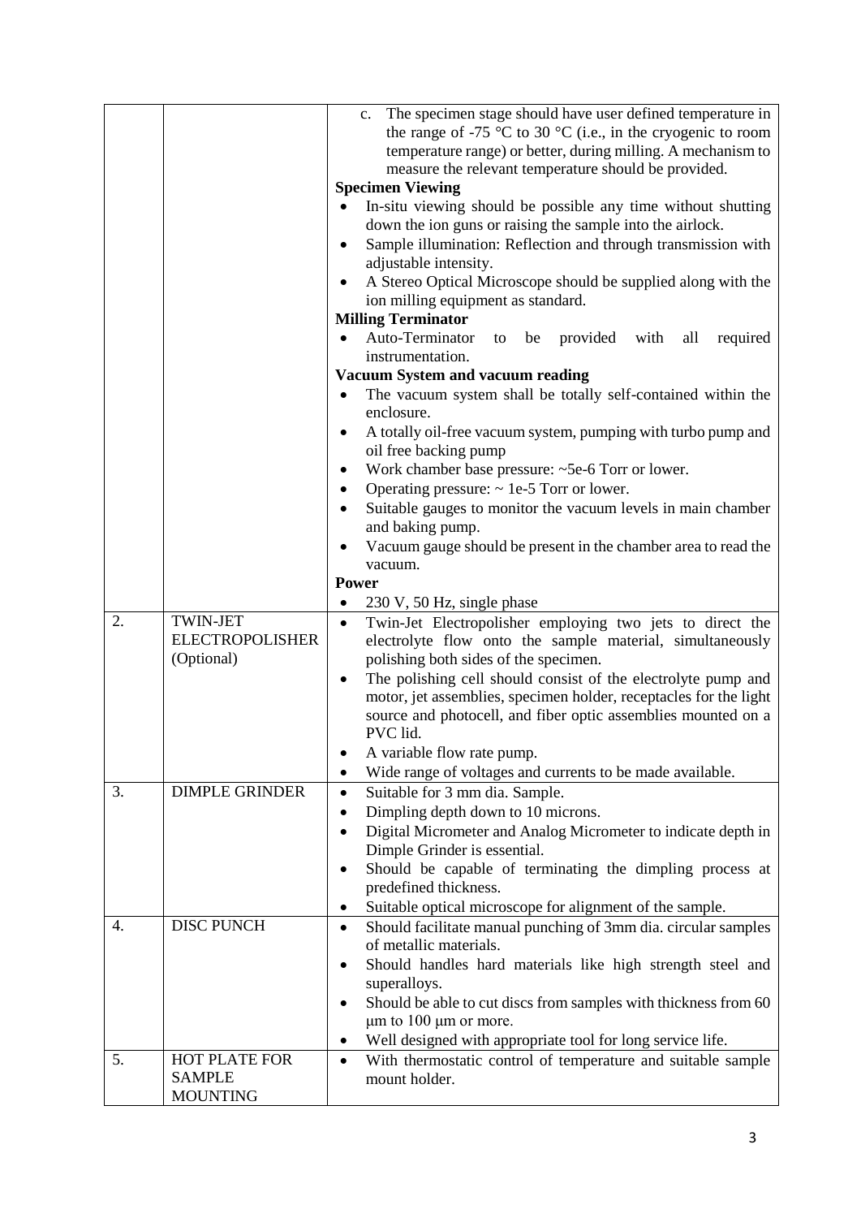| | | |
|---|---|---|
| | | c. The specimen stage should have user defined temperature in the range of -75 °C to 30 °C (i.e., in the cryogenic to room temperature range) or better, during milling. A mechanism to measure the relevant temperature should be provided.<br>**Specimen Viewing**<br>• In-situ viewing should be possible any time without shutting down the ion guns or raising the sample into the airlock.<br>• Sample illumination: Reflection and through transmission with adjustable intensity.<br>• A Stereo Optical Microscope should be supplied along with the ion milling equipment as standard.<br>**Milling Terminator**<br>• Auto-Terminator to be provided with all required instrumentation.<br>**Vacuum System and vacuum reading**<br>• The vacuum system shall be totally self-contained within the enclosure.<br>• A totally oil-free vacuum system, pumping with turbo pump and oil free backing pump<br>• Work chamber base pressure: ~5e-6 Torr or lower.<br>• Operating pressure: ~ 1e-5 Torr or lower.<br>• Suitable gauges to monitor the vacuum levels in main chamber and baking pump.<br>• Vacuum gauge should be present in the chamber area to read the vacuum.<br>**Power**<br>• 230 V, 50 Hz, single phase |
| 2. | TWIN-JET ELECTROPOLISHER (Optional) | • Twin-Jet Electropolisher employing two jets to direct the electrolyte flow onto the sample material, simultaneously polishing both sides of the specimen.<br>• The polishing cell should consist of the electrolyte pump and motor, jet assemblies, specimen holder, receptacles for the light source and photocell, and fiber optic assemblies mounted on a PVC lid.<br>• A variable flow rate pump.<br>• Wide range of voltages and currents to be made available. |
| 3. | DIMPLE GRINDER | • Suitable for 3 mm dia. Sample.<br>• Dimpling depth down to 10 microns.<br>• Digital Micrometer and Analog Micrometer to indicate depth in Dimple Grinder is essential.<br>• Should be capable of terminating the dimpling process at predefined thickness.<br>• Suitable optical microscope for alignment of the sample. |
| 4. | DISC PUNCH | • Should facilitate manual punching of 3mm dia. circular samples of metallic materials.<br>• Should handles hard materials like high strength steel and superalloys.<br>• Should be able to cut discs from samples with thickness from 60 µm to 100 µm or more.<br>• Well designed with appropriate tool for long service life. |
| 5. | HOT PLATE FOR SAMPLE MOUNTING | • With thermostatic control of temperature and suitable sample mount holder. |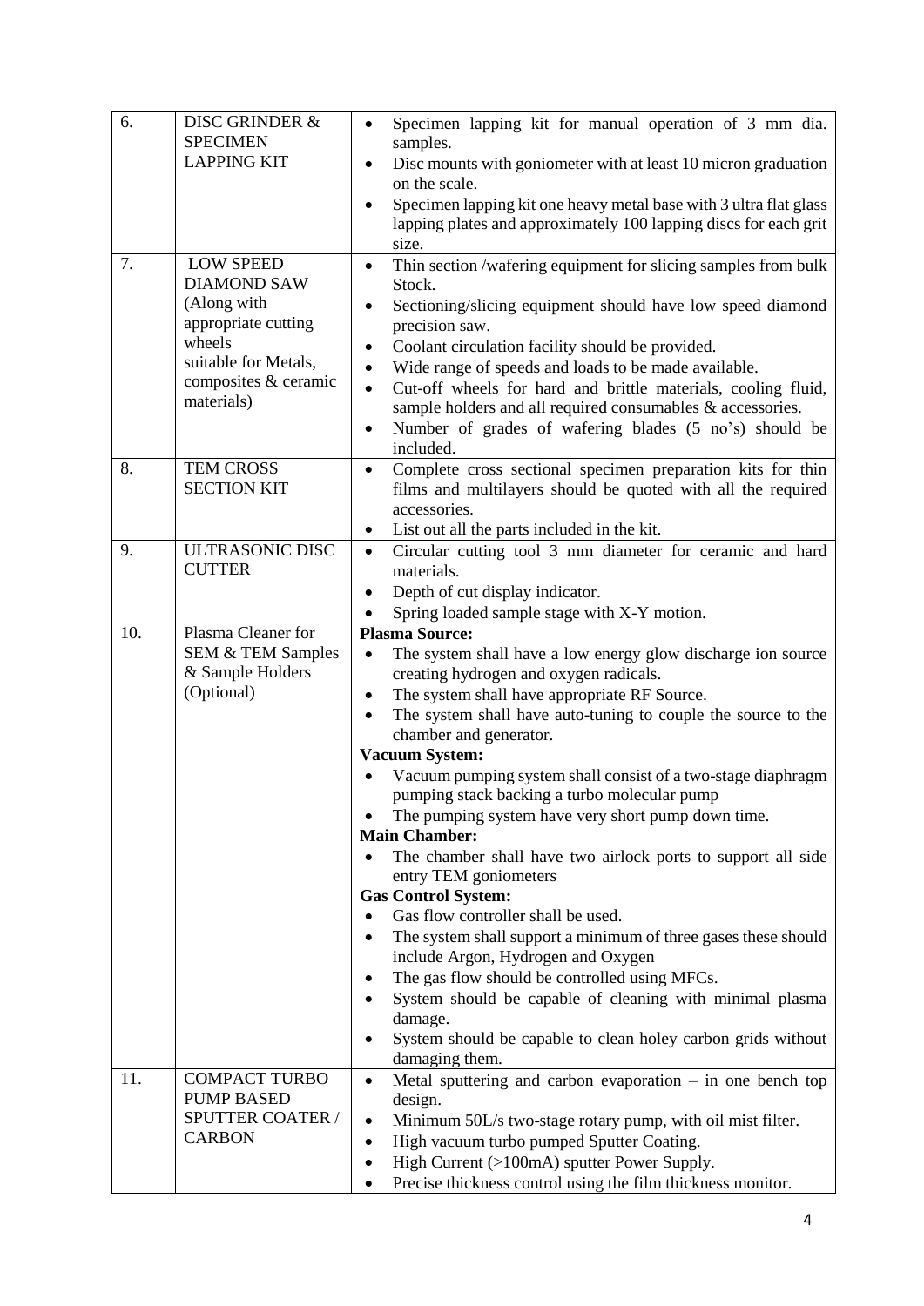| 6. | DISC GRINDER & SPECIMEN LAPPING KIT | • Specimen lapping kit for manual operation of 3 mm dia. samples.<br>• Disc mounts with goniometer with at least 10 micron graduation on the scale.<br>• Specimen lapping kit one heavy metal base with 3 ultra flat glass lapping plates and approximately 100 lapping discs for each grit size. |
|---|---|---|
| 7. | LOW SPEED DIAMOND SAW (Along with appropriate cutting wheels suitable for Metals, composites & ceramic materials) | • Thin section /wafering equipment for slicing samples from bulk Stock.<br>• Sectioning/slicing equipment should have low speed diamond precision saw.<br>• Coolant circulation facility should be provided.<br>• Wide range of speeds and loads to be made available.<br>• Cut-off wheels for hard and brittle materials, cooling fluid, sample holders and all required consumables & accessories.<br>• Number of grades of wafering blades (5 no's) should be included. |
| 8. | TEM CROSS SECTION KIT | • Complete cross sectional specimen preparation kits for thin films and multilayers should be quoted with all the required accessories.<br>• List out all the parts included in the kit. |
| 9. | ULTRASONIC DISC CUTTER | • Circular cutting tool 3 mm diameter for ceramic and hard materials.<br>• Depth of cut display indicator.<br>• Spring loaded sample stage with X-Y motion. |
| 10. | Plasma Cleaner for SEM & TEM Samples & Sample Holders (Optional) | **Plasma Source:**<br>• The system shall have a low energy glow discharge ion source creating hydrogen and oxygen radicals.<br>• The system shall have appropriate RF Source.<br>• The system shall have auto-tuning to couple the source to the chamber and generator.<br>**Vacuum System:**<br>• Vacuum pumping system shall consist of a two-stage diaphragm pumping stack backing a turbo molecular pump<br>• The pumping system have very short pump down time.<br>**Main Chamber:**<br>• The chamber shall have two airlock ports to support all side entry TEM goniometers<br>**Gas Control System:**<br>• Gas flow controller shall be used.<br>• The system shall support a minimum of three gases these should include Argon, Hydrogen and Oxygen<br>• The gas flow should be controlled using MFCs.<br>• System should be capable of cleaning with minimal plasma damage.<br>• System should be capable to clean holey carbon grids without damaging them. |
| 11. | COMPACT TURBO PUMP BASED SPUTTER COATER / CARBON | • Metal sputtering and carbon evaporation – in one bench top design.<br>• Minimum 50L/s two-stage rotary pump, with oil mist filter.<br>• High vacuum turbo pumped Sputter Coating.<br>• High Current (>100mA) sputter Power Supply.<br>• Precise thickness control using the film thickness monitor. |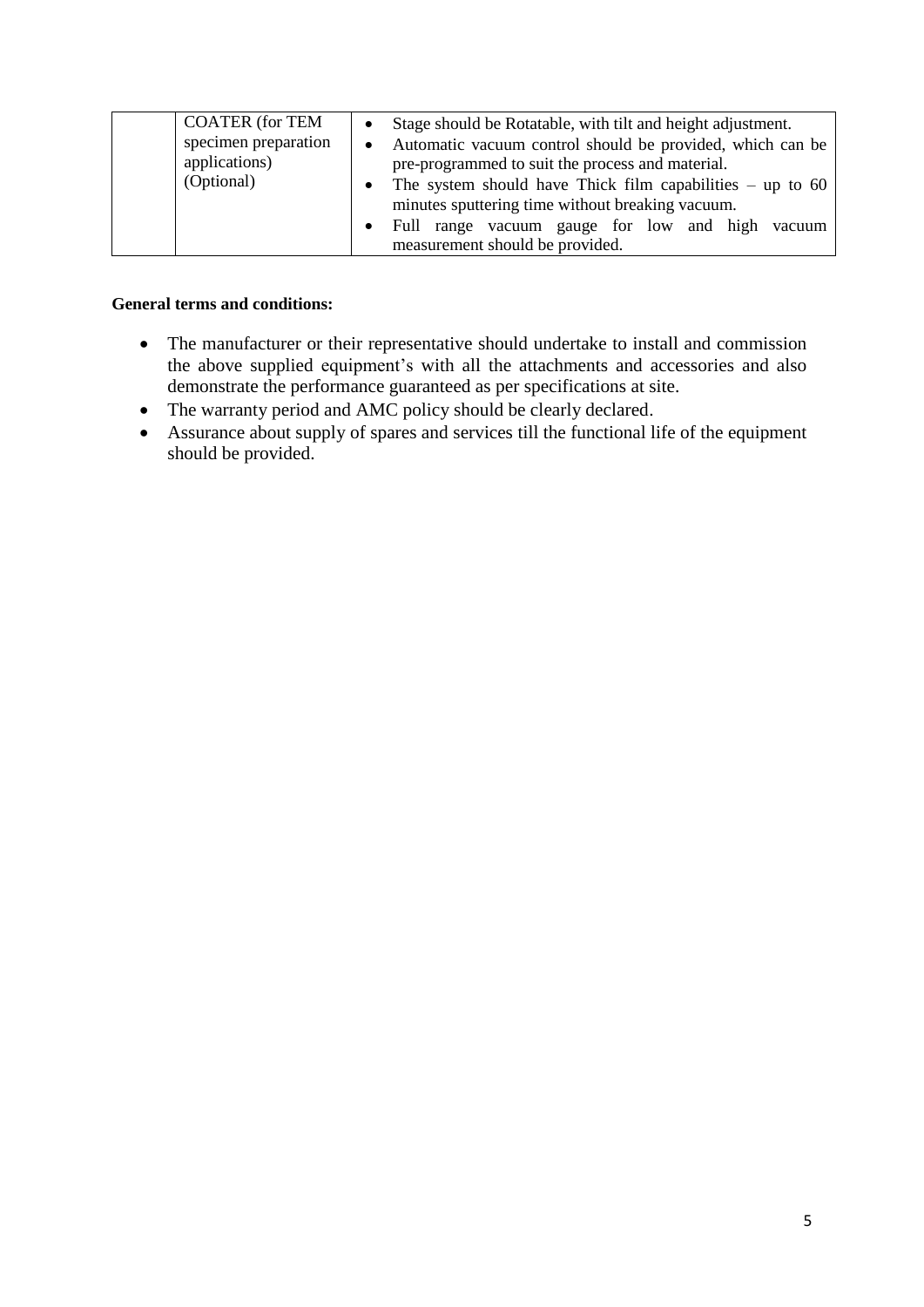| | | |
|---|---|---|
| | COATER (for TEM specimen preparation applications) (Optional) | • Stage should be Rotatable, with tilt and height adjustment.<br>• Automatic vacuum control should be provided, which can be pre-programmed to suit the process and material.<br>• The system should have Thick film capabilities – up to 60 minutes sputtering time without breaking vacuum.<br>• Full range vacuum gauge for low and high vacuum measurement should be provided. |

**General terms and conditions:**

- The manufacturer or their representative should undertake to install and commission the above supplied equipment's with all the attachments and accessories and also demonstrate the performance guaranteed as per specifications at site.
- The warranty period and AMC policy should be clearly declared.
- Assurance about supply of spares and services till the functional life of the equipment should be provided.